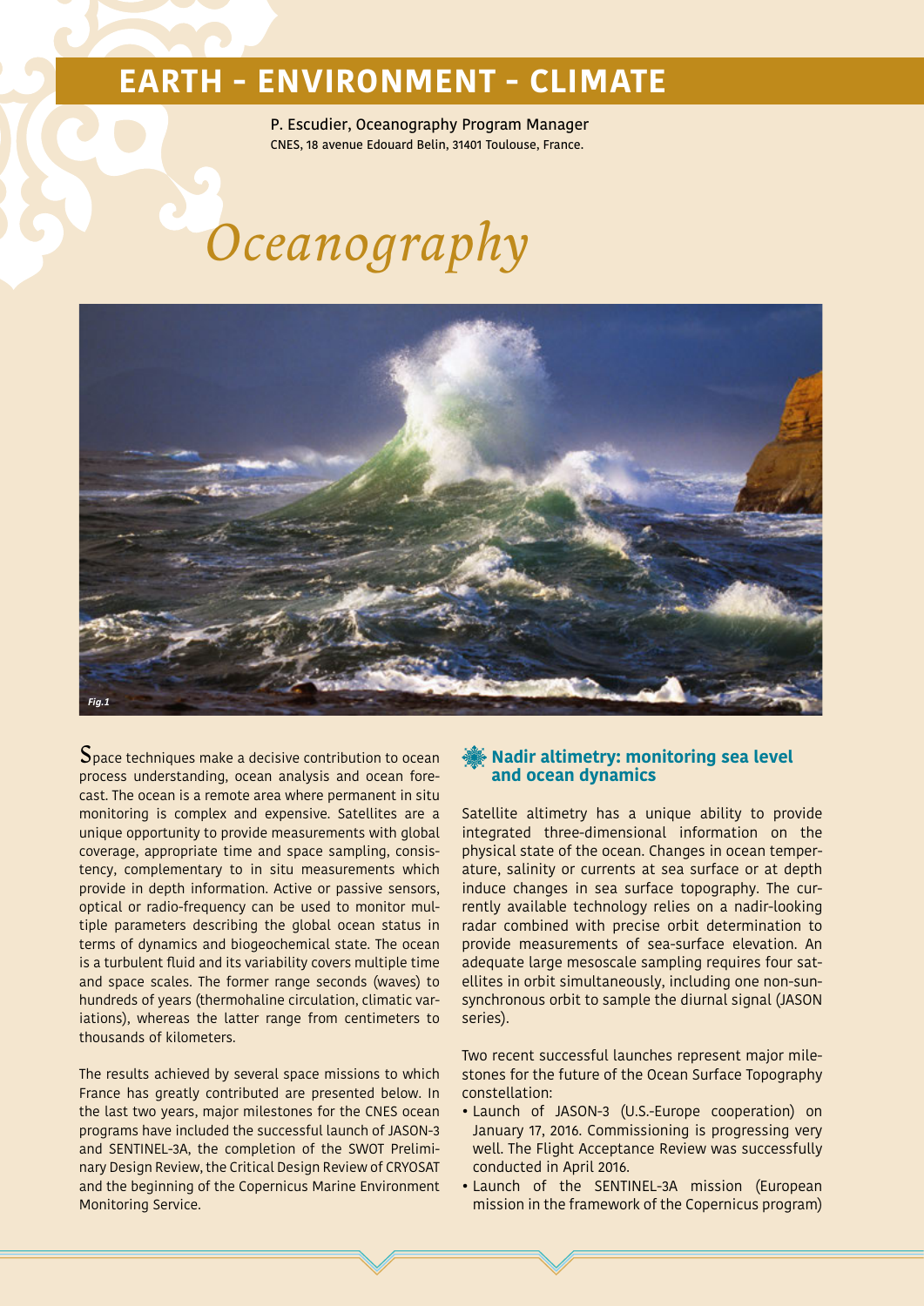# EARTH - ENVIRONMENT - CLIMATE

P. Escudier, Oceanography Program Manager
CNES, 18 avenue Edouard Belin, 31401 Toulouse, France.

# *Oceanography*

*Fig.1*

Space techniques make a decisive contribution to ocean process understanding, ocean analysis and ocean forecast. The ocean is a remote area where permanent in situ monitoring is complex and expensive. Satellites are a unique opportunity to provide measurements with global coverage, appropriate time and space sampling, consistency, complementary to in situ measurements which provide in depth information. Active or passive sensors, optical or radio-frequency can be used to monitor multiple parameters describing the global ocean status in terms of dynamics and biogeochemical state. The ocean is a turbulent fluid and its variability covers multiple time and space scales. The former range seconds (waves) to hundreds of years (thermohaline circulation, climatic variations), whereas the latter range from centimeters to thousands of kilometers.

The results achieved by several space missions to which France has greatly contributed are presented below. In the last two years, major milestones for the CNES ocean programs have included the successful launch of JASON-3 and SENTINEL-3A, the completion of the SWOT Preliminary Design Review, the Critical Design Review of CRYOSAT and the beginning of the Copernicus Marine Environment Monitoring Service.

## Nadir altimetry: monitoring sea level and ocean dynamics

Satellite altimetry has a unique ability to provide integrated three-dimensional information on the physical state of the ocean. Changes in ocean temperature, salinity or currents at sea surface or at depth induce changes in sea surface topography. The currently available technology relies on a nadir-looking radar combined with precise orbit determination to provide measurements of sea-surface elevation. An adequate large mesoscale sampling requires four satellites in orbit simultaneously, including one non-sun-synchronous orbit to sample the diurnal signal (JASON series).

Two recent successful launches represent major milestones for the future of the Ocean Surface Topography constellation:

- Launch of JASON-3 (U.S.-Europe cooperation) on January 17, 2016. Commissioning is progressing very well. The Flight Acceptance Review was successfully conducted in April 2016.
- Launch of the SENTINEL-3A mission (European mission in the framework of the Copernicus program)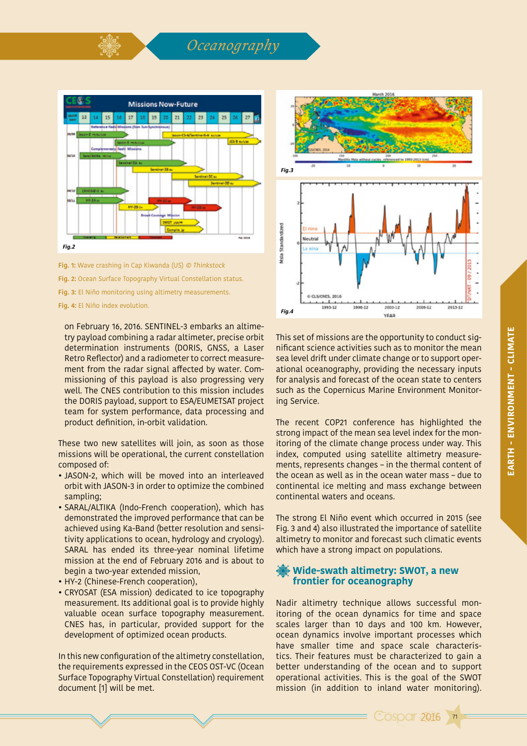Fig. 1: Wave crashing in Cap Kiwanda (US) © *Thinkstock*

Fig. 2: Ocean Surface Topography Virtual Constellation status.

Fig. 3: El Niño monitoring using altimetry measurements.

Fig. 4: El Niño index evolution.

on February 16, 2016. SENTINEL-3 embarks an altimetry payload combining a radar altimeter, precise orbit determination instruments (DORIS, GNSS, a Laser Retro Reflector) and a radiometer to correct measurement from the radar signal affected by water. Commissioning of this payload is also progressing very well. The CNES contribution to this mission includes the DORIS payload, support to ESA/EUMETSAT project team for system performance, data processing and product definition, in-orbit validation.

These two new satellites will join, as soon as those missions will be operational, the current constellation composed of:

- JASON-2, which will be moved into an interleaved orbit with JASON-3 in order to optimize the combined sampling;
- SARAL/ALTIKA (Indo-French cooperation), which has demonstrated the improved performance that can be achieved using Ka-Band (better resolution and sensitivity applications to ocean, hydrology and cryology). SARAL has ended its three-year nominal lifetime mission at the end of February 2016 and is about to begin a two-year extended mission,
- HY-2 (Chinese-French cooperation),
- CRYOSAT (ESA mission) dedicated to ice topography measurement. Its additional goal is to provide highly valuable ocean surface topography measurement. CNES has, in particular, provided support for the development of optimized ocean products.

In this new configuration of the altimetry constellation, the requirements expressed in the CEOS OST-VC (Ocean Surface Topography Virtual Constellation) requirement document [1] will be met.

This set of missions are the opportunity to conduct significant science activities such as to monitor the mean sea level drift under climate change or to support operational oceanography, providing the necessary inputs for analysis and forecast of the ocean state to centers such as the Copernicus Marine Environment Monitoring Service.

The recent COP21 conference has highlighted the strong impact of the mean sea level index for the monitoring of the climate change process under way. This index, computed using satellite altimetry measurements, represents changes – in the thermal content of the ocean as well as in the ocean water mass – due to continental ice melting and mass exchange between continental waters and oceans.

The strong El Niño event which occurred in 2015 (see Fig. 3 and 4) also illustrated the importance of satellite altimetry to monitor and forecast such climatic events which have a strong impact on populations.

## Wide-swath altimetry: SWOT, a new frontier for oceanography

Nadir altimetry technique allows successful monitoring of the ocean dynamics for time and space scales larger than 10 days and 100 km. However, ocean dynamics involve important processes which have smaller time and space scale characteristics. Their features must be characterized to gain a better understanding of the ocean and to support operational activities. This is the goal of the SWOT mission (in addition to inland water monitoring).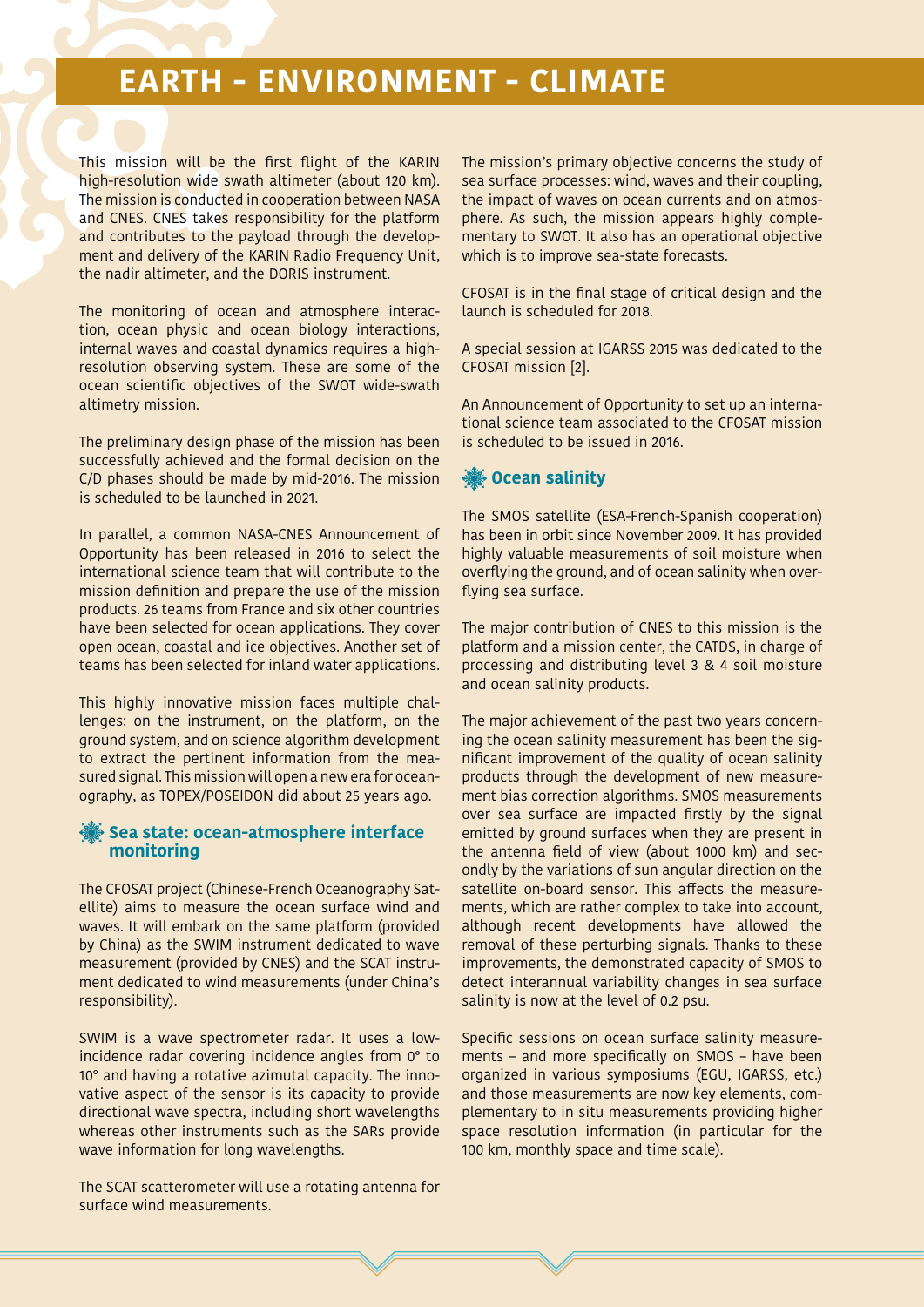# EARTH - ENVIRONMENT - CLIMATE

This mission will be the first flight of the KARIN high-resolution wide swath altimeter (about 120 km). The mission is conducted in cooperation between NASA and CNES. CNES takes responsibility for the platform and contributes to the payload through the development and delivery of the KARIN Radio Frequency Unit, the nadir altimeter, and the DORIS instrument.

The monitoring of ocean and atmosphere interaction, ocean physic and ocean biology interactions, internal waves and coastal dynamics requires a high-resolution observing system. These are some of the ocean scientific objectives of the SWOT wide-swath altimetry mission.

The preliminary design phase of the mission has been successfully achieved and the formal decision on the C/D phases should be made by mid-2016. The mission is scheduled to be launched in 2021.

In parallel, a common NASA-CNES Announcement of Opportunity has been released in 2016 to select the international science team that will contribute to the mission definition and prepare the use of the mission products. 26 teams from France and six other countries have been selected for ocean applications. They cover open ocean, coastal and ice objectives. Another set of teams has been selected for inland water applications.

This highly innovative mission faces multiple challenges: on the instrument, on the platform, on the ground system, and on science algorithm development to extract the pertinent information from the measured signal. This mission will open a new era for oceanography, as TOPEX/POSEIDON did about 25 years ago.

## Sea state: ocean-atmosphere interface monitoring

The CFOSAT project (Chinese-French Oceanography Satellite) aims to measure the ocean surface wind and waves. It will embark on the same platform (provided by China) as the SWIM instrument dedicated to wave measurement (provided by CNES) and the SCAT instrument dedicated to wind measurements (under China's responsibility).

SWIM is a wave spectrometer radar. It uses a low-incidence radar covering incidence angles from 0° to 10° and having a rotative azimutal capacity. The innovative aspect of the sensor is its capacity to provide directional wave spectra, including short wavelengths whereas other instruments such as the SARs provide wave information for long wavelengths.

The SCAT scatterometer will use a rotating antenna for surface wind measurements.

The mission's primary objective concerns the study of sea surface processes: wind, waves and their coupling, the impact of waves on ocean currents and on atmosphere. As such, the mission appears highly complementary to SWOT. It also has an operational objective which is to improve sea-state forecasts.

CFOSAT is in the final stage of critical design and the launch is scheduled for 2018.

A special session at IGARSS 2015 was dedicated to the CFOSAT mission [2].

An Announcement of Opportunity to set up an international science team associated to the CFOSAT mission is scheduled to be issued in 2016.

## Ocean salinity

The SMOS satellite (ESA-French-Spanish cooperation) has been in orbit since November 2009. It has provided highly valuable measurements of soil moisture when overflying the ground, and of ocean salinity when overflying sea surface.

The major contribution of CNES to this mission is the platform and a mission center, the CATDS, in charge of processing and distributing level 3 & 4 soil moisture and ocean salinity products.

The major achievement of the past two years concerning the ocean salinity measurement has been the significant improvement of the quality of ocean salinity products through the development of new measurement bias correction algorithms. SMOS measurements over sea surface are impacted firstly by the signal emitted by ground surfaces when they are present in the antenna field of view (about 1000 km) and secondly by the variations of sun angular direction on the satellite on-board sensor. This affects the measurements, which are rather complex to take into account, although recent developments have allowed the removal of these perturbing signals. Thanks to these improvements, the demonstrated capacity of SMOS to detect interannual variability changes in sea surface salinity is now at the level of 0.2 psu.

Specific sessions on ocean surface salinity measurements – and more specifically on SMOS – have been organized in various symposiums (EGU, IGARSS, etc.) and those measurements are now key elements, complementary to in situ measurements providing higher space resolution information (in particular for the 100 km, monthly space and time scale).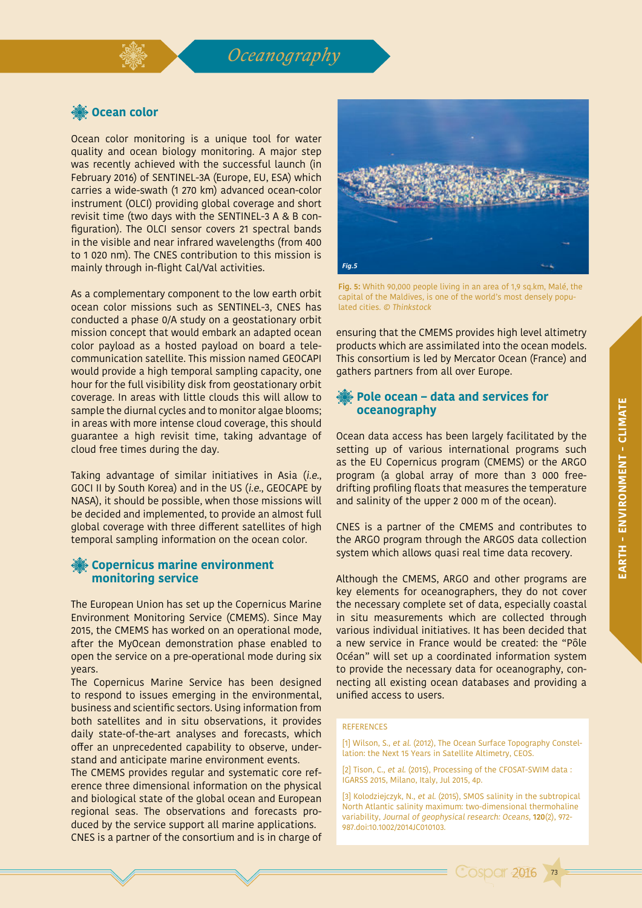## Ocean color

Ocean color monitoring is a unique tool for water quality and ocean biology monitoring. A major step was recently achieved with the successful launch (in February 2016) of SENTINEL-3A (Europe, EU, ESA) which carries a wide-swath (1 270 km) advanced ocean-color instrument (OLCI) providing global coverage and short revisit time (two days with the SENTINEL-3 A & B configuration). The OLCI sensor covers 21 spectral bands in the visible and near infrared wavelengths (from 400 to 1 020 nm). The CNES contribution to this mission is mainly through in-flight Cal/Val activities.

As a complementary component to the low earth orbit ocean color missions such as SENTINEL-3, CNES has conducted a phase 0/A study on a geostationary orbit mission concept that would embark an adapted ocean color payload as a hosted payload on board a telecommunication satellite. This mission named GEOCAPI would provide a high temporal sampling capacity, one hour for the full visibility disk from geostationary orbit coverage. In areas with little clouds this will allow to sample the diurnal cycles and to monitor algae blooms; in areas with more intense cloud coverage, this should guarantee a high revisit time, taking advantage of cloud free times during the day.

Taking advantage of similar initiatives in Asia (*i.e.*, GOCI II by South Korea) and in the US (*i.e.*, GEOCAPE by NASA), it should be possible, when those missions will be decided and implemented, to provide an almost full global coverage with three different satellites of high temporal sampling information on the ocean color.

## Copernicus marine environment monitoring service

The European Union has set up the Copernicus Marine Environment Monitoring Service (CMEMS). Since May 2015, the CMEMS has worked on an operational mode, after the MyOcean demonstration phase enabled to open the service on a pre-operational mode during six years.

The Copernicus Marine Service has been designed to respond to issues emerging in the environmental, business and scientific sectors. Using information from both satellites and in situ observations, it provides daily state-of-the-art analyses and forecasts, which offer an unprecedented capability to observe, understand and anticipate marine environment events.

The CMEMS provides regular and systematic core reference three dimensional information on the physical and biological state of the global ocean and European regional seas. The observations and forecasts produced by the service support all marine applications.

CNES is a partner of the consortium and is in charge of ensuring that the CMEMS provides high level altimetry products which are assimilated into the ocean models. This consortium is led by Mercator Ocean (France) and gathers partners from all over Europe.

**Fig. 5:** Whith 90,000 people living in an area of 1,9 sq.km, Malé, the capital of the Maldives, is one of the world's most densely populated cities. © *Thinkstock*

## Pole ocean – data and services for oceanography

Ocean data access has been largely facilitated by the setting up of various international programs such as the EU Copernicus program (CMEMS) or the ARGO program (a global array of more than 3 000 free-drifting profiling floats that measures the temperature and salinity of the upper 2 000 m of the ocean).

CNES is a partner of the CMEMS and contributes to the ARGO program through the ARGOS data collection system which allows quasi real time data recovery.

Although the CMEMS, ARGO and other programs are key elements for oceanographers, they do not cover the necessary complete set of data, especially coastal in situ measurements which are collected through various individual initiatives. It has been decided that a new service in France would be created: the "Pôle Océan" will set up a coordinated information system to provide the necessary data for oceanography, connecting all existing ocean databases and providing a unified access to users.

REFERENCES

[1] Wilson, S., *et al.* (2012), The Ocean Surface Topography Constellation: the Next 15 Years in Satellite Altimetry, CEOS.

[2] Tison, C., *et al.* (2015), Processing of the CFOSAT-SWIM data : IGARSS 2015, Milano, Italy, Jul 2015, 4p.

[3] Kolodziejczyk, N., *et al.* (2015), SMOS salinity in the subtropical North Atlantic salinity maximum: two-dimensional thermohaline variability, *Journal of geophysical research: Oceans*, **120**(2), 972-987.doi:10.1002/2014JC010103.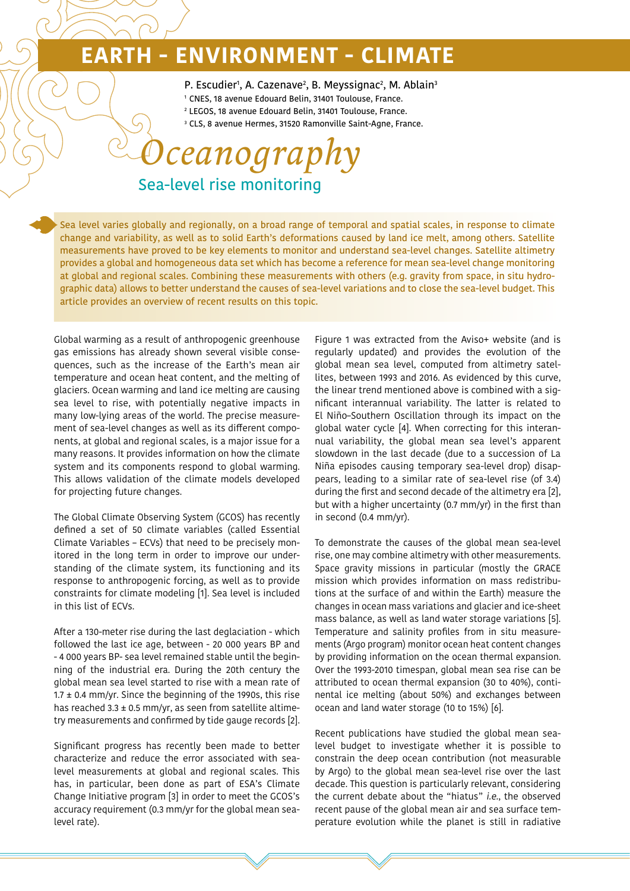# EARTH - ENVIRONMENT - CLIMATE

P. Escudier[1], A. Cazenave[2], B. Meyssignac[2], M. Ablain[3]

[1] CNES, 18 avenue Edouard Belin, 31401 Toulouse, France.
[2] LEGOS, 18 avenue Edouard Belin, 31401 Toulouse, France.
[3] CLS, 8 avenue Hermes, 31520 Ramonville Saint-Agne, France.

# *Oceanography*

## Sea-level rise monitoring

Sea level varies globally and regionally, on a broad range of temporal and spatial scales, in response to climate change and variability, as well as to solid Earth's deformations caused by land ice melt, among others. Satellite measurements have proved to be key elements to monitor and understand sea-level changes. Satellite altimetry provides a global and homogeneous data set which has become a reference for mean sea-level change monitoring at global and regional scales. Combining these measurements with others (e.g. gravity from space, in situ hydrographic data) allows to better understand the causes of sea-level variations and to close the sea-level budget. This article provides an overview of recent results on this topic.

Global warming as a result of anthropogenic greenhouse gas emissions has already shown several visible consequences, such as the increase of the Earth's mean air temperature and ocean heat content, and the melting of glaciers. Ocean warming and land ice melting are causing sea level to rise, with potentially negative impacts in many low-lying areas of the world. The precise measurement of sea-level changes as well as its different components, at global and regional scales, is a major issue for a many reasons. It provides information on how the climate system and its components respond to global warming. This allows validation of the climate models developed for projecting future changes.

The Global Climate Observing System (GCOS) has recently defined a set of 50 climate variables (called Essential Climate Variables – ECVs) that need to be precisely monitored in the long term in order to improve our understanding of the climate system, its functioning and its response to anthropogenic forcing, as well as to provide constraints for climate modeling [1]. Sea level is included in this list of ECVs.

After a 130-meter rise during the last deglaciation - which followed the last ice age, between - 20 000 years BP and - 4 000 years BP- sea level remained stable until the beginning of the industrial era. During the 20th century the global mean sea level started to rise with a mean rate of 1.7 ± 0.4 mm/yr. Since the beginning of the 1990s, this rise has reached 3.3 ± 0.5 mm/yr, as seen from satellite altimetry measurements and confirmed by tide gauge records [2].

Significant progress has recently been made to better characterize and reduce the error associated with sea-level measurements at global and regional scales. This has, in particular, been done as part of ESA's Climate Change Initiative program [3] in order to meet the GCOS's accuracy requirement (0.3 mm/yr for the global mean sea-level rate).

Figure 1 was extracted from the Aviso+ website (and is regularly updated) and provides the evolution of the global mean sea level, computed from altimetry satellites, between 1993 and 2016. As evidenced by this curve, the linear trend mentioned above is combined with a significant interannual variability. The latter is related to El Niño–Southern Oscillation through its impact on the global water cycle [4]. When correcting for this interannual variability, the global mean sea level's apparent slowdown in the last decade (due to a succession of La Niña episodes causing temporary sea-level drop) disappears, leading to a similar rate of sea-level rise (of 3.4) during the first and second decade of the altimetry era [2], but with a higher uncertainty (0.7 mm/yr) in the first than in second (0.4 mm/yr).

To demonstrate the causes of the global mean sea-level rise, one may combine altimetry with other measurements. Space gravity missions in particular (mostly the GRACE mission which provides information on mass redistributions at the surface of and within the Earth) measure the changes in ocean mass variations and glacier and ice-sheet mass balance, as well as land water storage variations [5]. Temperature and salinity profiles from in situ measurements (Argo program) monitor ocean heat content changes by providing information on the ocean thermal expansion. Over the 1993-2010 timespan, global mean sea rise can be attributed to ocean thermal expansion (30 to 40%), continental ice melting (about 50%) and exchanges between ocean and land water storage (10 to 15%) [6].

Recent publications have studied the global mean sea-level budget to investigate whether it is possible to constrain the deep ocean contribution (not measurable by Argo) to the global mean sea-level rise over the last decade. This question is particularly relevant, considering the current debate about the "hiatus" *i.e.*, the observed recent pause of the global mean air and sea surface temperature evolution while the planet is still in radiative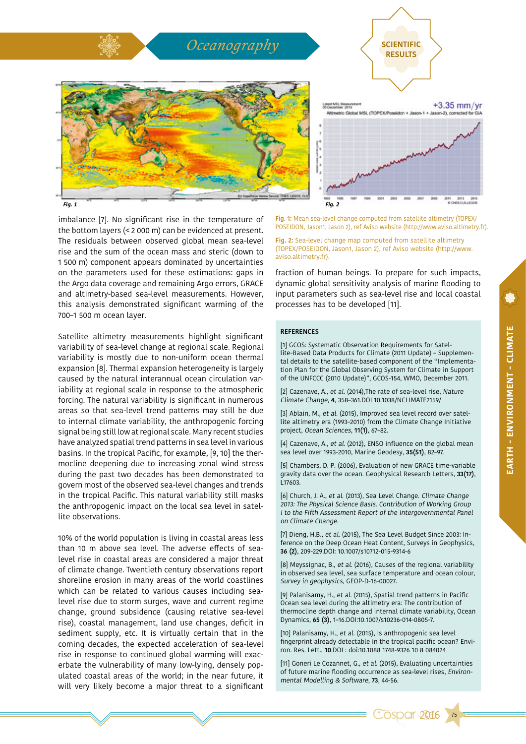Fig. 1

Latest MSL Measurement
05 December 2015

+3.35 mm/yr

Altimetric Global MSL (TOPEX/Poseidon + Jason-1 + Jason-2), corrected for GIA

Fig. 2

imbalance [7]. No significant rise in the temperature of the bottom layers (< 2 000 m) can be evidenced at present. The residuals between observed global mean sea-level rise and the sum of the ocean mass and steric (down to 1 500 m) component appears dominated by uncertainties on the parameters used for these estimations: gaps in the Argo data coverage and remaining Argo errors, GRACE and altimetry-based sea-level measurements. However, this analysis demonstrated significant warming of the 700–1 500 m ocean layer.

Satellite altimetry measurements highlight significant variability of sea-level change at regional scale. Regional variability is mostly due to non-uniform ocean thermal expansion [8]. Thermal expansion heterogeneity is largely caused by the natural interannual ocean circulation variability at regional scale in response to the atmospheric forcing. The natural variability is significant in numerous areas so that sea-level trend patterns may still be due to internal climate variability, the anthropogenic forcing signal being still low at regional scale. Many recent studies have analyzed spatial trend patterns in sea level in various basins. In the tropical Pacific, for example, [9, 10] the thermocline deepening due to increasing zonal wind stress during the past two decades has been demonstrated to govern most of the observed sea-level changes and trends in the tropical Pacific. This natural variability still masks the anthropogenic impact on the local sea level in satellite observations.

10% of the world population is living in coastal areas less than 10 m above sea level. The adverse effects of sea-level rise in coastal areas are considered a major threat of climate change. Twentieth century observations report shoreline erosion in many areas of the world coastlines which can be related to various causes including sea-level rise due to storm surges, wave and current regime change, ground subsidence (causing relative sea-level rise), coastal management, land use changes, deficit in sediment supply, etc. It is virtually certain that in the coming decades, the expected acceleration of sea-level rise in response to continued global warming will exacerbate the vulnerability of many low-lying, densely populated coastal areas of the world; in the near future, it will very likely become a major threat to a significant fraction of human beings. To prepare for such impacts, dynamic global sensitivity analysis of marine flooding to input parameters such as sea-level rise and local coastal processes has to be developed [11].

Fig. 1: Mean sea-level change computed from satellite altimetry (TOPEX/POSEIDON, Jason1, Jason 2), ref Aviso website (http://www.aviso.altimetry.fr).

Fig. 2: Sea-level change map computed from satellite altimetry (TOPEX/POSEIDON, Jason1, Jason 2), ref Aviso website (http://www.aviso.altimetry.fr).

## REFERENCES

[1] GCOS: Systematic Observation Requirements for Satellite-Based Data Products for Climate (2011 Update) – Supplemental details to the satellite-based component of the “Implementation Plan for the Global Observing System for Climate in Support of the UNFCCC (2010 Update)”, GCOS-154, WMO, December 2011.

[2] Cazenave, A., *et al.* (2014),The rate of sea-level rise, *Nature Climate Change*, **4**, 358–361.DOI 10.1038/NCLIMATE2159/

[3] Ablain, M., *et al.* (2015), Improved sea level record over satellite altimetry era (1993–2010) from the Climate Change Initiative project, *Ocean Sciences*, **11(1)**, 67–82.

[4] Cazenave, A., *et al.* (2012), ENSO influence on the global mean sea level over 1993-2010, Marine Geodesy, **35(S1)**, 82–97.

[5] Chambers, D. P. (2006), Evaluation of new GRACE time-variable gravity data over the ocean. Geophysical Research Letters, **33(17)**, L17603.

[6] Church, J. A., *et al.* (2013), Sea Level Change. *Climate Change 2013: The Physical Science Basis. Contribution of Working Group I to the Fifth Assessment Report of the Intergovernmental Panel on Climate Change.*

[7] Dieng, H.B., *et al.* (2015), The Sea Level Budget Since 2003: Inference on the Deep Ocean Heat Content, Surveys in Geophysics, **36 (2)**, 209-229.DOI: 10.1007/s10712-015-9314-6

[8] Meyssignac, B., *et al.* (2016), Causes of the regional variability in observed sea level, sea surface temperature and ocean colour, *Survey in geophysics*, GEOP-D-16-00027.

[9] Palanisamy, H., *et al.* (2015), Spatial trend patterns in Pacific Ocean sea level during the altimetry era: The contribution of thermocline depth change and internal climate variability, Ocean Dynamics, **65 (3)**, 1–16.DOI:10.1007/s10236-014-0805-7.

[10] Palanisamy, H., *et al.* (2015), Is anthropogenic sea level fingerprint already detectable in the tropical pacific ocean? Environ. Res. Lett., **10**.DOI : doi:10.1088 1748-9326 10 8 084024

[11] Goneri Le Cozannet, G., *et al.* (2015), Evaluating uncertainties of future marine flooding occurrence as sea-level rises, *Environmental Modelling & Software*, **73**, 44-56.